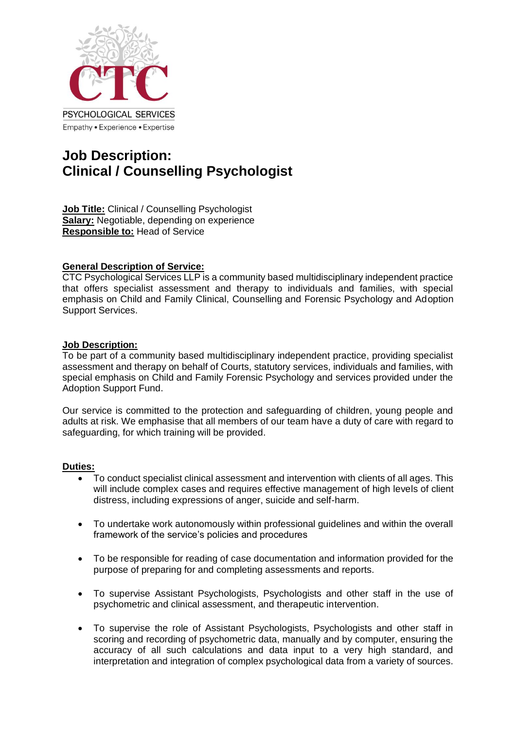CTC

PSYCHOLOGICAL SERVICES

Empathy • Experience • Expertise

# Job Description: Clinical / Counselling Psychologist

**Job Title:** Clinical / Counselling Psychologist
**Salary:** Negotiable, depending on experience
**Responsible to:** Head of Service

**General Description of Service:**
CTC Psychological Services LLP is a community based multidisciplinary independent practice that offers specialist assessment and therapy to individuals and families, with special emphasis on Child and Family Clinical, Counselling and Forensic Psychology and Adoption Support Services.

**Job Description:**
To be part of a community based multidisciplinary independent practice, providing specialist assessment and therapy on behalf of Courts, statutory services, individuals and families, with special emphasis on Child and Family Forensic Psychology and services provided under the Adoption Support Fund.

Our service is committed to the protection and safeguarding of children, young people and adults at risk. We emphasise that all members of our team have a duty of care with regard to safeguarding, for which training will be provided.

**Duties:**

- To conduct specialist clinical assessment and intervention with clients of all ages. This will include complex cases and requires effective management of high levels of client distress, including expressions of anger, suicide and self-harm.

- To undertake work autonomously within professional guidelines and within the overall framework of the service's policies and procedures

- To be responsible for reading of case documentation and information provided for the purpose of preparing for and completing assessments and reports.

- To supervise Assistant Psychologists, Psychologists and other staff in the use of psychometric and clinical assessment, and therapeutic intervention.

- To supervise the role of Assistant Psychologists, Psychologists and other staff in scoring and recording of psychometric data, manually and by computer, ensuring the accuracy of all such calculations and data input to a very high standard, and interpretation and integration of complex psychological data from a variety of sources.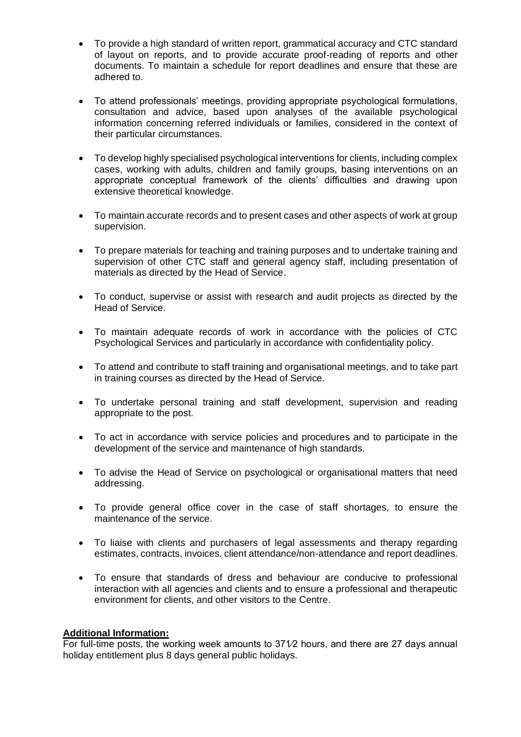- To provide a high standard of written report, grammatical accuracy and CTC standard of layout on reports, and to provide accurate proof-reading of reports and other documents. To maintain a schedule for report deadlines and ensure that these are adhered to.

- To attend professionals' meetings, providing appropriate psychological formulations, consultation and advice, based upon analyses of the available psychological information concerning referred individuals or families, considered in the context of their particular circumstances.

- To develop highly specialised psychological interventions for clients, including complex cases, working with adults, children and family groups, basing interventions on an appropriate conceptual framework of the clients' difficulties and drawing upon extensive theoretical knowledge.

- To maintain accurate records and to present cases and other aspects of work at group supervision.

- To prepare materials for teaching and training purposes and to undertake training and supervision of other CTC staff and general agency staff, including presentation of materials as directed by the Head of Service.

- To conduct, supervise or assist with research and audit projects as directed by the Head of Service.

- To maintain adequate records of work in accordance with the policies of CTC Psychological Services and particularly in accordance with confidentiality policy.

- To attend and contribute to staff training and organisational meetings, and to take part in training courses as directed by the Head of Service.

- To undertake personal training and staff development, supervision and reading appropriate to the post.

- To act in accordance with service policies and procedures and to participate in the development of the service and maintenance of high standards.

- To advise the Head of Service on psychological or organisational matters that need addressing.

- To provide general office cover in the case of staff shortages, to ensure the maintenance of the service.

- To liaise with clients and purchasers of legal assessments and therapy regarding estimates, contracts, invoices, client attendance/non-attendance and report deadlines.

- To ensure that standards of dress and behaviour are conducive to professional interaction with all agencies and clients and to ensure a professional and therapeutic environment for clients, and other visitors to the Centre.

**Additional Information:**

For full-time posts, the working week amounts to 37½ hours, and there are 27 days annual holiday entitlement plus 8 days general public holidays.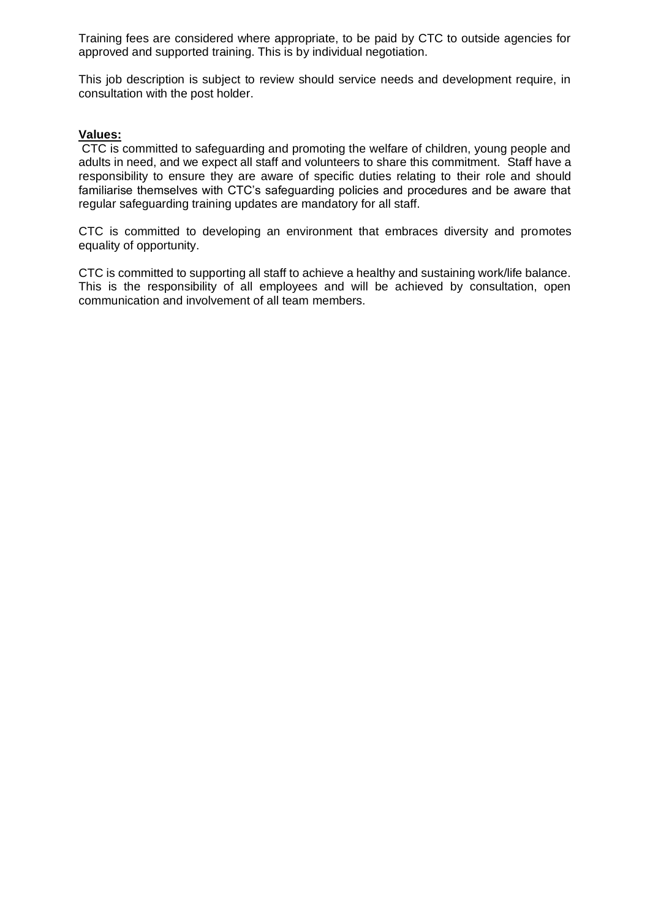Training fees are considered where appropriate, to be paid by CTC to outside agencies for approved and supported training. This is by individual negotiation.

This job description is subject to review should service needs and development require, in consultation with the post holder.

**Values:**

CTC is committed to safeguarding and promoting the welfare of children, young people and adults in need, and we expect all staff and volunteers to share this commitment. Staff have a responsibility to ensure they are aware of specific duties relating to their role and should familiarise themselves with CTC's safeguarding policies and procedures and be aware that regular safeguarding training updates are mandatory for all staff.

CTC is committed to developing an environment that embraces diversity and promotes equality of opportunity.

CTC is committed to supporting all staff to achieve a healthy and sustaining work/life balance. This is the responsibility of all employees and will be achieved by consultation, open communication and involvement of all team members.